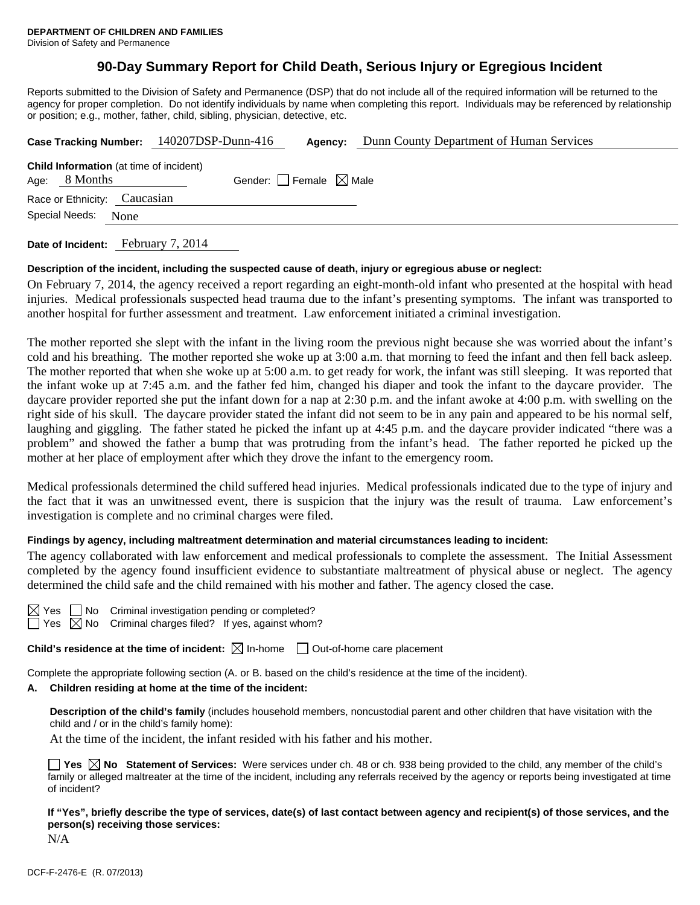**DEPARTMENT OF CHILDREN AND FAMILIES**
Division of Safety and Permanence

# 90-Day Summary Report for Child Death, Serious Injury or Egregious Incident

Reports submitted to the Division of Safety and Permanence (DSP) that do not include all of the required information will be returned to the agency for proper completion. Do not identify individuals by name when completing this report. Individuals may be referenced by relationship or position; e.g., mother, father, child, sibling, physician, detective, etc.

**Case Tracking Number:** 140207DSP-Dunn-416 **Agency:** Dunn County Department of Human Services

**Child Information** (at time of incident)
Age: 8 Months Gender: ☐ Female ☒ Male
Race or Ethnicity: Caucasian
Special Needs: None

**Date of Incident:** February 7, 2014

**Description of the incident, including the suspected cause of death, injury or egregious abuse or neglect:**

On February 7, 2014, the agency received a report regarding an eight-month-old infant who presented at the hospital with head injuries. Medical professionals suspected head trauma due to the infant's presenting symptoms. The infant was transported to another hospital for further assessment and treatment. Law enforcement initiated a criminal investigation.

The mother reported she slept with the infant in the living room the previous night because she was worried about the infant's cold and his breathing. The mother reported she woke up at 3:00 a.m. that morning to feed the infant and then fell back asleep. The mother reported that when she woke up at 5:00 a.m. to get ready for work, the infant was still sleeping. It was reported that the infant woke up at 7:45 a.m. and the father fed him, changed his diaper and took the infant to the daycare provider. The daycare provider reported she put the infant down for a nap at 2:30 p.m. and the infant awoke at 4:00 p.m. with swelling on the right side of his skull. The daycare provider stated the infant did not seem to be in any pain and appeared to be his normal self, laughing and giggling. The father stated he picked the infant up at 4:45 p.m. and the daycare provider indicated "there was a problem" and showed the father a bump that was protruding from the infant's head. The father reported he picked up the mother at her place of employment after which they drove the infant to the emergency room.

Medical professionals determined the child suffered head injuries. Medical professionals indicated due to the type of injury and the fact that it was an unwitnessed event, there is suspicion that the injury was the result of trauma. Law enforcement's investigation is complete and no criminal charges were filed.

**Findings by agency, including maltreatment determination and material circumstances leading to incident:**

The agency collaborated with law enforcement and medical professionals to complete the assessment. The Initial Assessment completed by the agency found insufficient evidence to substantiate maltreatment of physical abuse or neglect. The agency determined the child safe and the child remained with his mother and father. The agency closed the case.

☒ Yes ☐ No Criminal investigation pending or completed?
☐ Yes ☒ No Criminal charges filed? If yes, against whom?

**Child's residence at the time of incident:** ☒ In-home ☐ Out-of-home care placement

Complete the appropriate following section (A. or B. based on the child's residence at the time of the incident).

**A. Children residing at home at the time of the incident:**

**Description of the child's family** (includes household members, noncustodial parent and other children that have visitation with the child and / or in the child's family home):

At the time of the incident, the infant resided with his father and his mother.

☐ **Yes** ☒ **No Statement of Services:** Were services under ch. 48 or ch. 938 being provided to the child, any member of the child's family or alleged maltreater at the time of the incident, including any referrals received by the agency or reports being investigated at time of incident?

**If "Yes", briefly describe the type of services, date(s) of last contact between agency and recipient(s) of those services, and the person(s) receiving those services:**

N/A

DCF-F-2476-E (R. 07/2013)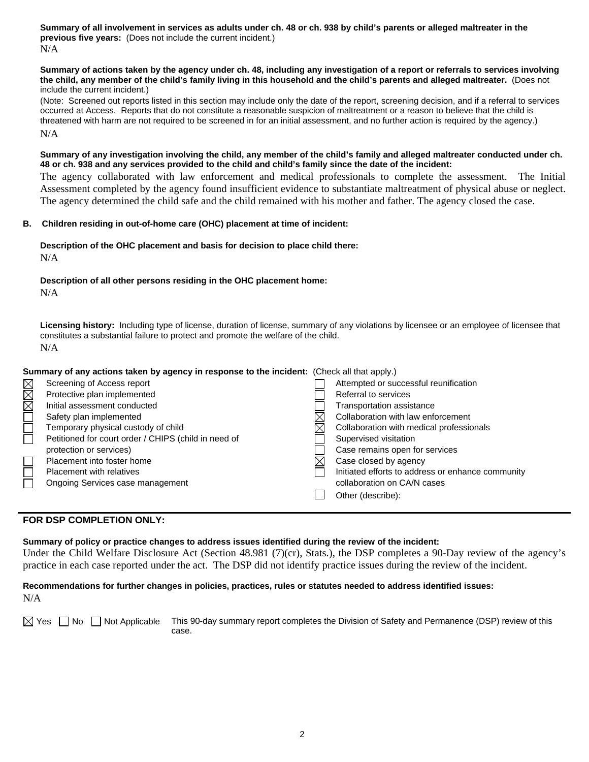**Summary of all involvement in services as adults under ch. 48 or ch. 938 by child's parents or alleged maltreater in the previous five years:** (Does not include the current incident.)
N/A

**Summary of actions taken by the agency under ch. 48, including any investigation of a report or referrals to services involving the child, any member of the child's family living in this household and the child's parents and alleged maltreater.** (Does not include the current incident.)
(Note: Screened out reports listed in this section may include only the date of the report, screening decision, and if a referral to services occurred at Access. Reports that do not constitute a reasonable suspicion of maltreatment or a reason to believe that the child is threatened with harm are not required to be screened in for an initial assessment, and no further action is required by the agency.)
N/A

**Summary of any investigation involving the child, any member of the child's family and alleged maltreater conducted under ch. 48 or ch. 938 and any services provided to the child and child's family since the date of the incident:**

The agency collaborated with law enforcement and medical professionals to complete the assessment. The Initial Assessment completed by the agency found insufficient evidence to substantiate maltreatment of physical abuse or neglect. The agency determined the child safe and the child remained with his mother and father. The agency closed the case.

**B. Children residing in out-of-home care (OHC) placement at time of incident:**

**Description of the OHC placement and basis for decision to place child there:**
N/A

**Description of all other persons residing in the OHC placement home:**
N/A

**Licensing history:** Including type of license, duration of license, summary of any violations by licensee or an employee of licensee that constitutes a substantial failure to protect and promote the welfare of the child.
N/A

**Summary of any actions taken by agency in response to the incident:** (Check all that apply.)

- ☒ Screening of Access report
- ☒ Protective plan implemented
- ☒ Initial assessment conducted
- ☐ Safety plan implemented
- ☐ Temporary physical custody of child
- ☐ Petitioned for court order / CHIPS (child in need of protection or services)
- ☐ Placement into foster home
- ☐ Placement with relatives
- ☐ Ongoing Services case management
- ☐ Attempted or successful reunification
- ☐ Referral to services
- ☐ Transportation assistance
- ☒ Collaboration with law enforcement
- ☒ Collaboration with medical professionals
- ☐ Supervised visitation
- ☐ Case remains open for services
- ☒ Case closed by agency
- ☐ Initiated efforts to address or enhance community collaboration on CA/N cases
- ☐ Other (describe):

## FOR DSP COMPLETION ONLY:

**Summary of policy or practice changes to address issues identified during the review of the incident:**

Under the Child Welfare Disclosure Act (Section 48.981 (7)(cr), Stats.), the DSP completes a 90-Day review of the agency's practice in each case reported under the act. The DSP did not identify practice issues during the review of the incident.

**Recommendations for further changes in policies, practices, rules or statutes needed to address identified issues:**
N/A

☒ Yes ☐ No ☐ Not Applicable This 90-day summary report completes the Division of Safety and Permanence (DSP) review of this case.